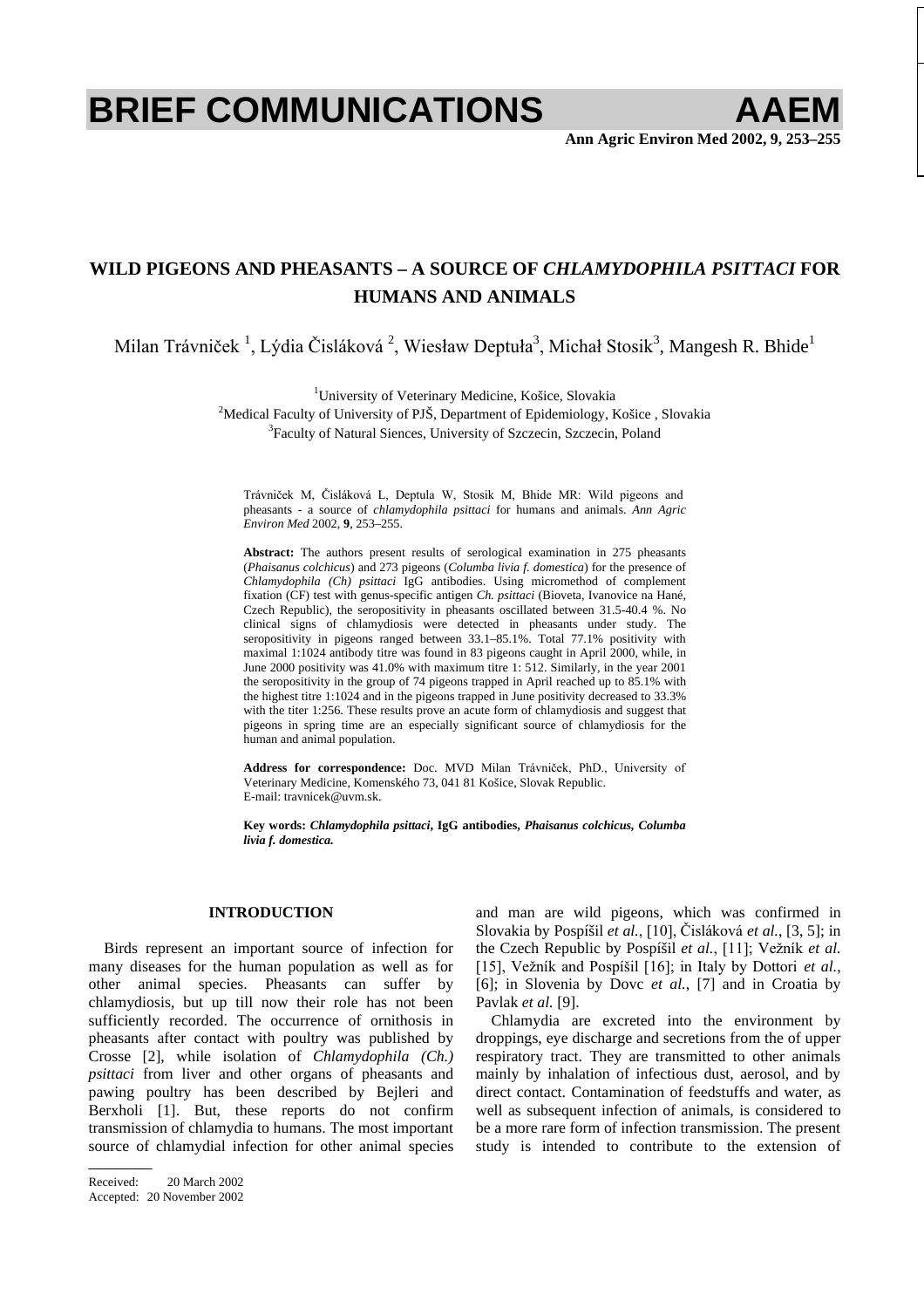# BRIEF COMMUNICATIONS

## WILD PIGEONS AND PHEASANTS – A SOURCE OF *CHLAMYDOPHILA PSITTACI* FOR HUMANS AND ANIMALS

Milan Trávniček [1], Lýdia Čisláková [2], Wiesław Deptuła[3], Michał Stosik[3], Mangesh R. Bhide[1]

[1]University of Veterinary Medicine, Košice, Slovakia
[2]Medical Faculty of University of PJŠ, Department of Epidemiology, Košice , Slovakia
[3]Faculty of Natural Siences, University of Szczecin, Szczecin, Poland

Trávniček M, Čisláková L, Deptula W, Stosik M, Bhide MR: Wild pigeons and pheasants - a source of *chlamydophila psittaci* for humans and animals. *Ann Agric Environ Med* 2002, **9**, 253–255.

**Abstract:** The authors present results of serological examination in 275 pheasants (*Phaisanus colchicus*) and 273 pigeons (*Columba livia f. domestica*) for the presence of *Chlamydophila (Ch) psittaci* IgG antibodies. Using micromethod of complement fixation (CF) test with genus-specific antigen *Ch. psittaci* (Bioveta, Ivanovice na Hané, Czech Republic), the seropositivity in pheasants oscillated between 31.5-40.4 %. No clinical signs of chlamydiosis were detected in pheasants under study. The seropositivity in pigeons ranged between 33.1–85.1%. Total 77.1% positivity with maximal 1:1024 antibody titre was found in 83 pigeons caught in April 2000, while, in June 2000 positivity was 41.0% with maximum titre 1: 512. Similarly, in the year 2001 the seropositivity in the group of 74 pigeons trapped in April reached up to 85.1% with the highest titre 1:1024 and in the pigeons trapped in June positivity decreased to 33.3% with the titer 1:256. These results prove an acute form of chlamydiosis and suggest that pigeons in spring time are an especially significant source of chlamydiosis for the human and animal population.

**Address for correspondence:** Doc. MVD Milan Trávniček, PhD., University of Veterinary Medicine, Komenského 73, 041 81 Košice, Slovak Republic.
E-mail: travnicek@uvm.sk.

**Key words:** ***Chlamydophila psittaci*, IgG antibodies, *Phaisanus colchicus*, *Columba livia f. domestica*.**

### INTRODUCTION

Birds represent an important source of infection for many diseases for the human population as well as for other animal species. Pheasants can suffer by chlamydiosis, but up till now their role has not been sufficiently recorded. The occurrence of ornithosis in pheasants after contact with poultry was published by Crosse [2], while isolation of *Chlamydophila (Ch.) psittaci* from liver and other organs of pheasants and pawing poultry has been described by Bejleri and Berxholi [1]. But, these reports do not confirm transmission of chlamydia to humans. The most important source of chlamydial infection for other animal species and man are wild pigeons, which was confirmed in Slovakia by Pospíšil *et al.*, [10], Čisláková *et al.*, [3, 5]; in the Czech Republic by Pospíšil *et al.*, [11]; Vežník *et al.* [15], Vežník and Pospíšil [16]; in Italy by Dottori *et al.*, [6]; in Slovenia by Dovc *et al.*, [7] and in Croatia by Pavlak *et al.* [9].

Chlamydia are excreted into the environment by droppings, eye discharge and secretions from the of upper respiratory tract. They are transmitted to other animals mainly by inhalation of infectious dust, aerosol, and by direct contact. Contamination of feedstuffs and water, as well as subsequent infection of animals, is considered to be a more rare form of infection transmission. The present study is intended to contribute to the extension of

Received: 20 March 2002
Accepted: 20 November 2002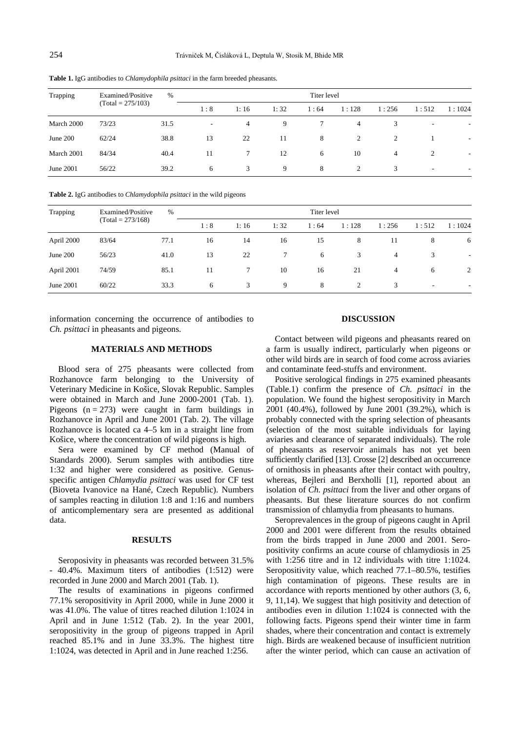**Table 1.** IgG antibodies to *Chlamydophila psittaci* in the farm breeded pheasants.

| Trapping | Examined/Positive (Total = 275/103) | % | Titer level | | | | | | | |
|---|---|---|---|---|---|---|---|---|---|---|
| | | | 1 : 8 | 1: 16 | 1: 32 | 1 : 64 | 1 : 128 | 1 : 256 | 1 : 512 | 1 : 1024 |
| March 2000 | 73/23 | 31.5 | - | 4 | 9 | 7 | 4 | 3 | - | - |
| June 200 | 62/24 | 38.8 | 13 | 22 | 11 | 8 | 2 | 2 | 1 | - |
| March 2001 | 84/34 | 40.4 | 11 | 7 | 12 | 6 | 10 | 4 | 2 | - |
| June 2001 | 56/22 | 39.2 | 6 | 3 | 9 | 8 | 2 | 3 | - | - |

**Table 2.** IgG antibodies to *Chlamydophila psittaci* in the wild pigeons

| Trapping | Examined/Positive (Total = 273/168) | % | Titer level | | | | | | | |
|---|---|---|---|---|---|---|---|---|---|---|
| | | | 1 : 8 | 1: 16 | 1: 32 | 1 : 64 | 1 : 128 | 1 : 256 | 1 : 512 | 1 : 1024 |
| April 2000 | 83/64 | 77.1 | 16 | 14 | 16 | 15 | 8 | 11 | 8 | 6 |
| June 200 | 56/23 | 41.0 | 13 | 22 | 7 | 6 | 3 | 4 | 3 | - |
| April 2001 | 74/59 | 85.1 | 11 | 7 | 10 | 16 | 21 | 4 | 6 | 2 |
| June 2001 | 60/22 | 33.3 | 6 | 3 | 9 | 8 | 2 | 3 | - | - |

information concerning the occurrence of antibodies to *Ch. psittaci* in pheasants and pigeons.

## MATERIALS AND METHODS

Blood sera of 275 pheasants were collected from Rozhanovce farm belonging to the University of Veterinary Medicine in Košice, Slovak Republic. Samples were obtained in March and June 2000-2001 (Tab. 1). Pigeons (n = 273) were caught in farm buildings in Rozhanovce in April and June 2001 (Tab. 2). The village Rozhanovce is located ca 4–5 km in a straight line from Košice, where the concentration of wild pigeons is high.

Sera were examined by CF method (Manual of Standards 2000). Serum samples with antibodies titre 1:32 and higher were considered as positive. Genus-specific antigen *Chlamydia psittaci* was used for CF test (Bioveta Ivanovice na Hané, Czech Republic). Numbers of samples reacting in dilution 1:8 and 1:16 and numbers of anticomplementary sera are presented as additional data.

## RESULTS

Seroposivity in pheasants was recorded between 31.5% - 40.4%. Maximum titers of antibodies (1:512) were recorded in June 2000 and March 2001 (Tab. 1).

The results of examinations in pigeons confirmed 77.1% seropositivity in April 2000, while in June 2000 it was 41.0%. The value of titres reached dilution 1:1024 in April and in June 1:512 (Tab. 2). In the year 2001, seropositivity in the group of pigeons trapped in April reached 85.1% and in June 33.3%. The highest titre 1:1024, was detected in April and in June reached 1:256.

## DISCUSSION

Contact between wild pigeons and pheasants reared on a farm is usually indirect, particularly when pigeons or other wild birds are in search of food come across aviaries and contaminate feed-stuffs and environment.

Positive serological findings in 275 examined pheasants (Table.1) confirm the presence of *Ch. psittaci* in the population. We found the highest seropositivity in March 2001 (40.4%), followed by June 2001 (39.2%), which is probably connected with the spring selection of pheasants (selection of the most suitable individuals for laying aviaries and clearance of separated individuals). The role of pheasants as reservoir animals has not yet been sufficiently clarified [13]. Crosse [2] described an occurrence of ornithosis in pheasants after their contact with poultry, whereas, Bejleri and Berxholli [1], reported about an isolation of *Ch. psittaci* from the liver and other organs of pheasants. But these literature sources do not confirm transmission of chlamydia from pheasants to humans.

Seroprevalences in the group of pigeons caught in April 2000 and 2001 were different from the results obtained from the birds trapped in June 2000 and 2001. Seropositivity confirms an acute course of chlamydiosis in 25 with 1:256 titre and in 12 individuals with titre 1:1024. Seropositivity value, which reached 77.1–80.5%, testifies high contamination of pigeons. These results are in accordance with reports mentioned by other authors (3, 6, 9, 11,14). We suggest that high positivity and detection of antibodies even in dilution 1:1024 is connected with the following facts. Pigeons spend their winter time in farm shades, where their concentration and contact is extremely high. Birds are weakened because of insufficient nutrition after the winter period, which can cause an activation of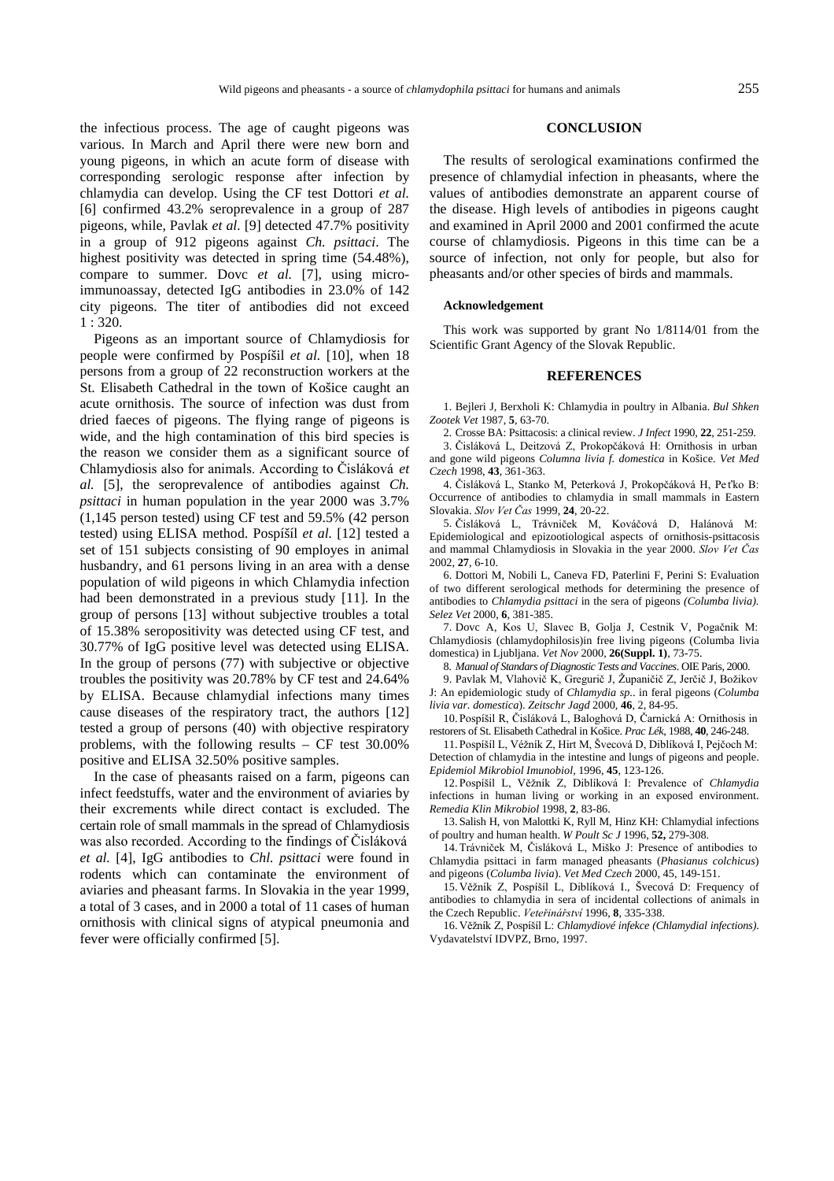the infectious process. The age of caught pigeons was various. In March and April there were new born and young pigeons, in which an acute form of disease with corresponding serologic response after infection by chlamydia can develop. Using the CF test Dottori *et al.* [6] confirmed 43.2% seroprevalence in a group of 287 pigeons, while, Pavlak *et al*. [9] detected 47.7% positivity in a group of 912 pigeons against *Ch. psittaci*. The highest positivity was detected in spring time (54.48%), compare to summer. Dovc *et al.* [7], using micro-immunoassay, detected IgG antibodies in 23.0% of 142 city pigeons. The titer of antibodies did not exceed 1 : 320.

Pigeons as an important source of Chlamydiosis for people were confirmed by Pospíšil *et al.* [10], when 18 persons from a group of 22 reconstruction workers at the St. Elisabeth Cathedral in the town of Košice caught an acute ornithosis. The source of infection was dust from dried faeces of pigeons. The flying range of pigeons is wide, and the high contamination of this bird species is the reason we consider them as a significant source of Chlamydiosis also for animals. According to Čisláková *et al.* [5], the seroprevalence of antibodies against *Ch. psittaci* in human population in the year 2000 was 3.7% (1,145 person tested) using CF test and 59.5% (42 person tested) using ELISA method. Pospíšil *et al.* [12] tested a set of 151 subjects consisting of 90 employes in animal husbandry, and 61 persons living in an area with a dense population of wild pigeons in which Chlamydia infection had been demonstrated in a previous study [11]. In the group of persons [13] without subjective troubles a total of 15.38% seropositivity was detected using CF test, and 30.77% of IgG positive level was detected using ELISA. In the group of persons (77) with subjective or objective troubles the positivity was 20.78% by CF test and 24.64% by ELISA. Because chlamydial infections many times cause diseases of the respiratory tract, the authors [12] tested a group of persons (40) with objective respiratory problems, with the following results – CF test 30.00% positive and ELISA 32.50% positive samples.

In the case of pheasants raised on a farm, pigeons can infect feedstuffs, water and the environment of aviaries by their excrements while direct contact is excluded. The certain role of small mammals in the spread of Chlamydiosis was also recorded. According to the findings of Čisláková *et al.* [4], IgG antibodies to *Chl. psittaci* were found in rodents which can contaminate the environment of aviaries and pheasant farms. In Slovakia in the year 1999, a total of 3 cases, and in 2000 a total of 11 cases of human ornithosis with clinical signs of atypical pneumonia and fever were officially confirmed [5].

## CONCLUSION

The results of serological examinations confirmed the presence of chlamydial infection in pheasants, where the values of antibodies demonstrate an apparent course of the disease. High levels of antibodies in pigeons caught and examined in April 2000 and 2001 confirmed the acute course of chlamydiosis. Pigeons in this time can be a source of infection, not only for people, but also for pheasants and/or other species of birds and mammals.

### Acknowledgement

This work was supported by grant No 1/8114/01 from the Scientific Grant Agency of the Slovak Republic.

## REFERENCES

1. Bejleri J, Berxholi K: Chlamydia in poultry in Albania. *Bul Shken Zootek Vet* 1987, **5**, 63-70.

2. Crosse BA: Psittacosis: a clinical review. *J Infect* 1990, **22**, 251-259.

3. Čisláková L, Deitzová Z, Prokopčáková H: Ornithosis in urban and gone wild pigeons *Columna livia f. domestica* in Košice. *Vet Med Czech* 1998, **43**, 361-363.

4. Čisláková L, Stanko M, Peterková J, Prokopčáková H, Peťko B: Occurrence of antibodies to chlamydia in small mammals in Eastern Slovakia. *Slov Vet Čas* 1999, **24**, 20-22.

5. Čisláková L, Trávniček M, Kováčová D, Halánová M: Epidemiological and epizootiological aspects of ornithosis-psittacosis and mammal Chlamydiosis in Slovakia in the year 2000. *Slov Vet Čas* 2002, **27**, 6-10.

6. Dottori M, Nobili L, Caneva FD, Paterlini F, Perini S: Evaluation of two different serological methods for determining the presence of antibodies to *Chlamydia psittaci* in the sera of pigeons *(Columba livia). Selez Vet* 2000, **6**, 381-385.

7. Dovc A, Kos U, Slavec B, Golja J, Cestnik V, Pogačnik M: Chlamydiosis (chlamydophilosis)in free living pigeons (Columba livia domestica) in Ljubljana. *Vet Nov* 2000, **26(Suppl. 1)**, 73-75.

8. *Manual of Standars of Diagnostic Tests and Vaccines*. OIE Paris, 2000.

9. Pavlak M, Vlahovič K, Greguric J, Županičič Z, Jerčič J, Božikov J: An epidemiologic study of *Chlamydia sp.*. in feral pigeons (*Columba livia var. domestica*). *Zeitschr Jagd* 2000, **46**, 2, 84-95.

10. Pospíšil R, Čisláková L, Baloghová D, Čarnická A: Ornithosis in restorers of St. Elisabeth Cathedral in Košice. *Prac Lék*, 1988, **40**, 246-248.

11. Pospíšil L, Věžník Z, Hirt M, Švecová D, Diblíková I, Pejčoch M: Detection of chlamydia in the intestine and lungs of pigeons and people. *Epidemiol Mikrobiol Imunobiol*, 1996, **45**, 123-126.

12. Pospíšil L, Věžník Z, Diblíková I: Prevalence of *Chlamydia* infections in human living or working in an exposed environment. *Remedia Klin Mikrobiol* 1998, **2**, 83-86.

13. Salish H, von Malottki K, Ryll M, Hinz KH: Chlamydial infections of poultry and human health. *W Poult Sc J* 1996, **52,** 279-308.

14. Trávniček M, Čisláková L, Miško J: Presence of antibodies to Chlamydia psittaci in farm managed pheasants (*Phasianus colchicus*) and pigeons (*Columba livia*). *Vet Med Czech* 2000, 45, 149-151.

15. Věžník Z, Pospíšil L, Diblíková I., Švecová D: Frequency of antibodies to chlamydia in sera of incidental collections of animals in the Czech Republic. *Veteřinářství* 1996, **8**, 335-338.

16. Věžník Z, Pospíšil L: *Chlamydiové infekce (Chlamydial infections)*. Vydavatelství IDVPZ, Brno, 1997.